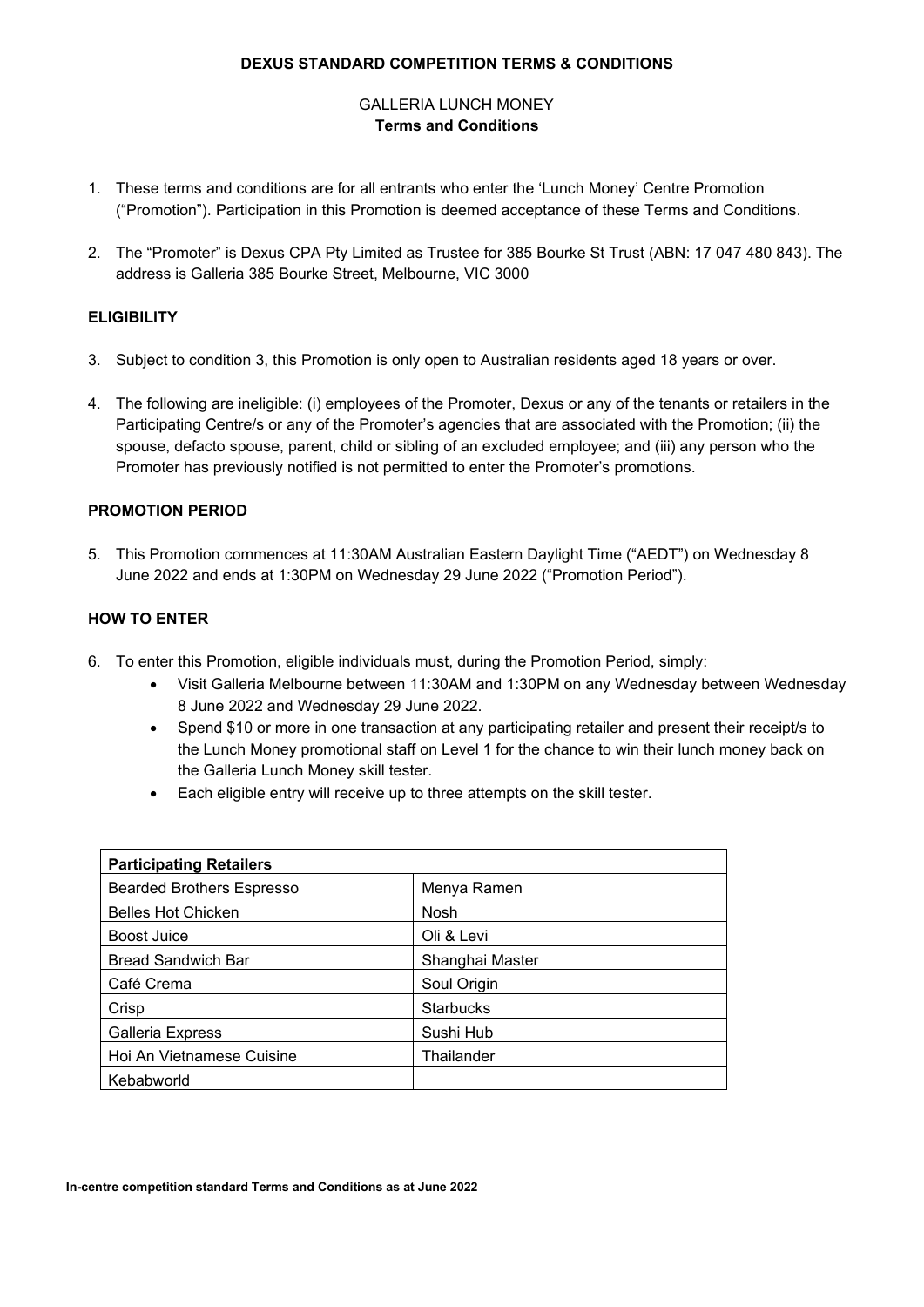**DEXUS STANDARD COMPETITION TERMS & CONDITIONS**

GALLERIA LUNCH MONEY
**Terms and Conditions**

1. These terms and conditions are for all entrants who enter the 'Lunch Money' Centre Promotion ("Promotion"). Participation in this Promotion is deemed acceptance of these Terms and Conditions.

2. The "Promoter" is Dexus CPA Pty Limited as Trustee for 385 Bourke St Trust (ABN: 17 047 480 843). The address is Galleria 385 Bourke Street, Melbourne, VIC 3000

**ELIGIBILITY**

3. Subject to condition 3, this Promotion is only open to Australian residents aged 18 years or over.

4. The following are ineligible: (i) employees of the Promoter, Dexus or any of the tenants or retailers in the Participating Centre/s or any of the Promoter's agencies that are associated with the Promotion; (ii) the spouse, defacto spouse, parent, child or sibling of an excluded employee; and (iii) any person who the Promoter has previously notified is not permitted to enter the Promoter's promotions.

**PROMOTION PERIOD**

5. This Promotion commences at 11:30AM Australian Eastern Daylight Time ("AEDT") on Wednesday 8 June 2022 and ends at 1:30PM on Wednesday 29 June 2022 ("Promotion Period").

**HOW TO ENTER**

6. To enter this Promotion, eligible individuals must, during the Promotion Period, simply:
   - Visit Galleria Melbourne between 11:30AM and 1:30PM on any Wednesday between Wednesday 8 June 2022 and Wednesday 29 June 2022.
   - Spend $10 or more in one transaction at any participating retailer and present their receipt/s to the Lunch Money promotional staff on Level 1 for the chance to win their lunch money back on the Galleria Lunch Money skill tester.
   - Each eligible entry will receive up to three attempts on the skill tester.

| Participating Retailers | |
|---|---|
| Bearded Brothers Espresso | Menya Ramen |
| Belles Hot Chicken | Nosh |
| Boost Juice | Oli & Levi |
| Bread Sandwich Bar | Shanghai Master |
| Café Crema | Soul Origin |
| Crisp | Starbucks |
| Galleria Express | Sushi Hub |
| Hoi An Vietnamese Cuisine | Thailander |
| Kebabworld | |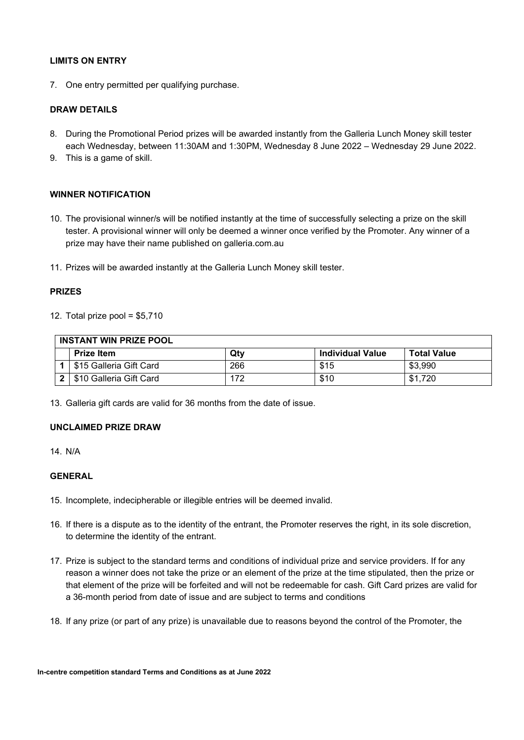**LIMITS ON ENTRY**

7. One entry permitted per qualifying purchase.

**DRAW DETAILS**

8. During the Promotional Period prizes will be awarded instantly from the Galleria Lunch Money skill tester each Wednesday, between 11:30AM and 1:30PM, Wednesday 8 June 2022 – Wednesday 29 June 2022.
9. This is a game of skill.

**WINNER NOTIFICATION**

10. The provisional winner/s will be notified instantly at the time of successfully selecting a prize on the skill tester. A provisional winner will only be deemed a winner once verified by the Promoter. Any winner of a prize may have their name published on galleria.com.au

11. Prizes will be awarded instantly at the Galleria Lunch Money skill tester.

**PRIZES**

12. Total prize pool = $5,710

| **INSTANT WIN PRIZE POOL** | | | | |
|---|---|---|---|---|
| | **Prize Item** | **Qty** | **Individual Value** | **Total Value** |
| **1** | $15 Galleria Gift Card | 266 | $15 | $3,990 |
| **2** | $10 Galleria Gift Card | 172 | $10 | $1,720 |

13. Galleria gift cards are valid for 36 months from the date of issue.

**UNCLAIMED PRIZE DRAW**

14. N/A

**GENERAL**

15. Incomplete, indecipherable or illegible entries will be deemed invalid.

16. If there is a dispute as to the identity of the entrant, the Promoter reserves the right, in its sole discretion, to determine the identity of the entrant.

17. Prize is subject to the standard terms and conditions of individual prize and service providers. If for any reason a winner does not take the prize or an element of the prize at the time stipulated, then the prize or that element of the prize will be forfeited and will not be redeemable for cash. Gift Card prizes are valid for a 36-month period from date of issue and are subject to terms and conditions

18. If any prize (or part of any prize) is unavailable due to reasons beyond the control of the Promoter, the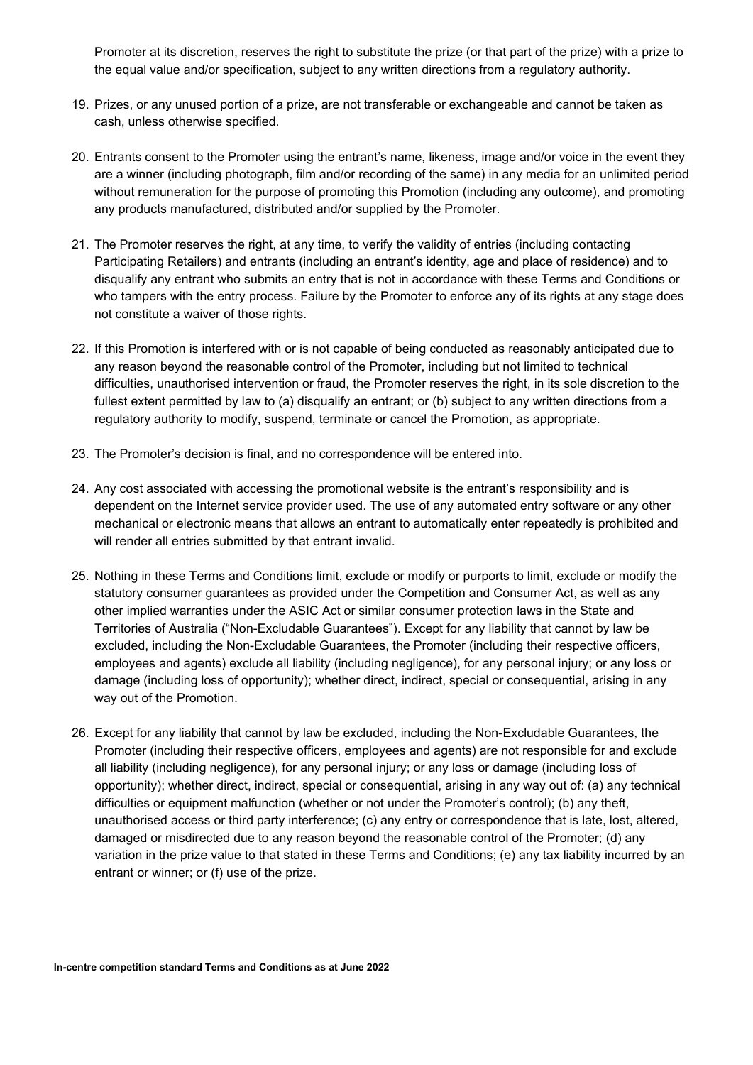Promoter at its discretion, reserves the right to substitute the prize (or that part of the prize) with a prize to the equal value and/or specification, subject to any written directions from a regulatory authority.

19. Prizes, or any unused portion of a prize, are not transferable or exchangeable and cannot be taken as cash, unless otherwise specified.

20. Entrants consent to the Promoter using the entrant's name, likeness, image and/or voice in the event they are a winner (including photograph, film and/or recording of the same) in any media for an unlimited period without remuneration for the purpose of promoting this Promotion (including any outcome), and promoting any products manufactured, distributed and/or supplied by the Promoter.

21. The Promoter reserves the right, at any time, to verify the validity of entries (including contacting Participating Retailers) and entrants (including an entrant's identity, age and place of residence) and to disqualify any entrant who submits an entry that is not in accordance with these Terms and Conditions or who tampers with the entry process. Failure by the Promoter to enforce any of its rights at any stage does not constitute a waiver of those rights.

22. If this Promotion is interfered with or is not capable of being conducted as reasonably anticipated due to any reason beyond the reasonable control of the Promoter, including but not limited to technical difficulties, unauthorised intervention or fraud, the Promoter reserves the right, in its sole discretion to the fullest extent permitted by law to (a) disqualify an entrant; or (b) subject to any written directions from a regulatory authority to modify, suspend, terminate or cancel the Promotion, as appropriate.

23. The Promoter's decision is final, and no correspondence will be entered into.

24. Any cost associated with accessing the promotional website is the entrant's responsibility and is dependent on the Internet service provider used. The use of any automated entry software or any other mechanical or electronic means that allows an entrant to automatically enter repeatedly is prohibited and will render all entries submitted by that entrant invalid.

25. Nothing in these Terms and Conditions limit, exclude or modify or purports to limit, exclude or modify the statutory consumer guarantees as provided under the Competition and Consumer Act, as well as any other implied warranties under the ASIC Act or similar consumer protection laws in the State and Territories of Australia ("Non-Excludable Guarantees"). Except for any liability that cannot by law be excluded, including the Non-Excludable Guarantees, the Promoter (including their respective officers, employees and agents) exclude all liability (including negligence), for any personal injury; or any loss or damage (including loss of opportunity); whether direct, indirect, special or consequential, arising in any way out of the Promotion.

26. Except for any liability that cannot by law be excluded, including the Non-Excludable Guarantees, the Promoter (including their respective officers, employees and agents) are not responsible for and exclude all liability (including negligence), for any personal injury; or any loss or damage (including loss of opportunity); whether direct, indirect, special or consequential, arising in any way out of: (a) any technical difficulties or equipment malfunction (whether or not under the Promoter's control); (b) any theft, unauthorised access or third party interference; (c) any entry or correspondence that is late, lost, altered, damaged or misdirected due to any reason beyond the reasonable control of the Promoter; (d) any variation in the prize value to that stated in these Terms and Conditions; (e) any tax liability incurred by an entrant or winner; or (f) use of the prize.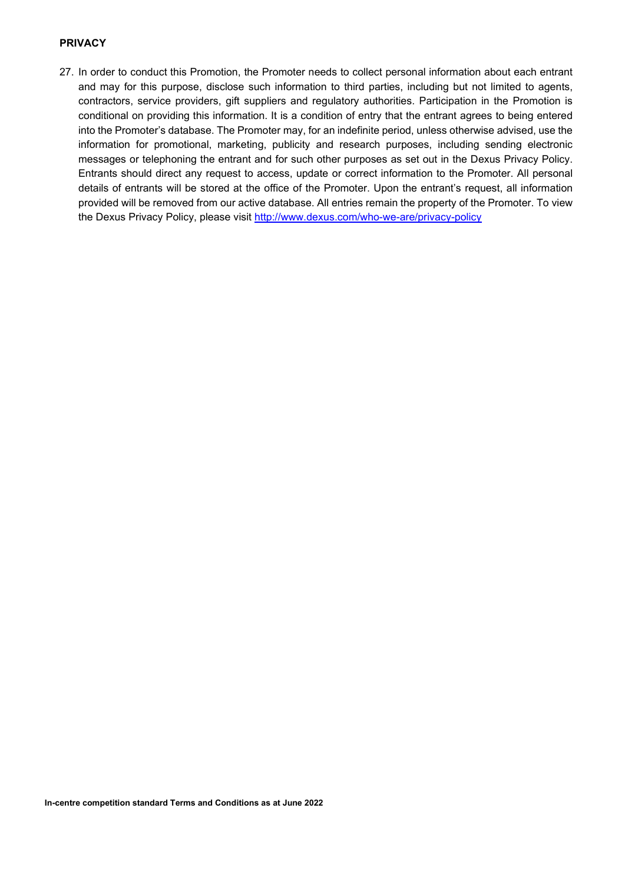**PRIVACY**

27. In order to conduct this Promotion, the Promoter needs to collect personal information about each entrant and may for this purpose, disclose such information to third parties, including but not limited to agents, contractors, service providers, gift suppliers and regulatory authorities. Participation in the Promotion is conditional on providing this information. It is a condition of entry that the entrant agrees to being entered into the Promoter's database. The Promoter may, for an indefinite period, unless otherwise advised, use the information for promotional, marketing, publicity and research purposes, including sending electronic messages or telephoning the entrant and for such other purposes as set out in the Dexus Privacy Policy. Entrants should direct any request to access, update or correct information to the Promoter. All personal details of entrants will be stored at the office of the Promoter. Upon the entrant's request, all information provided will be removed from our active database. All entries remain the property of the Promoter. To view the Dexus Privacy Policy, please visit [http://www.dexus.com/who-we-are/privacy-policy](http://www.dexus.com/who-we-are/privacy-policy)